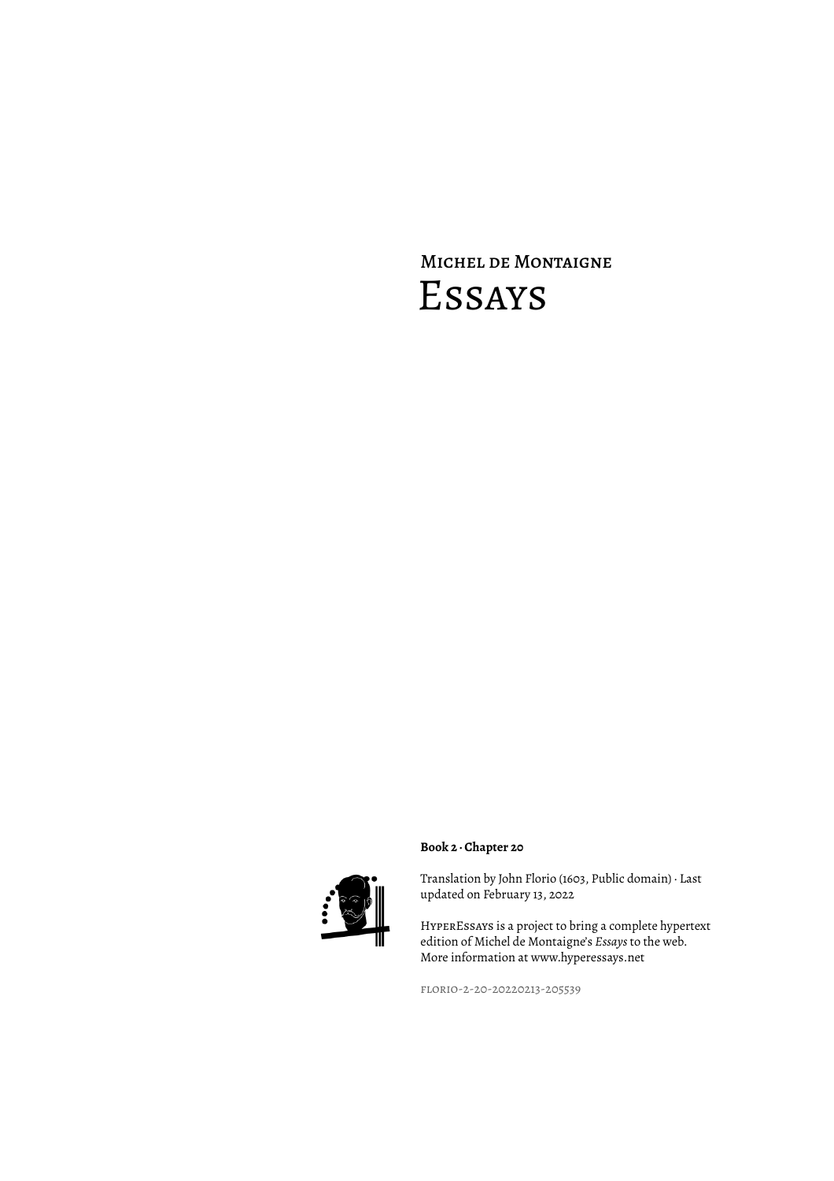# Michel de Montaigne

# Essays

**Book 2 · Chapter 20**

Translation by John Florio (1603, Public domain) · Last updated on February 13, 2022

HyperEssays is a project to bring a complete hypertext edition of Michel de Montaigne's *Essays* to the web. More information at www.hyperessays.net

florio-2-20-20220213-205539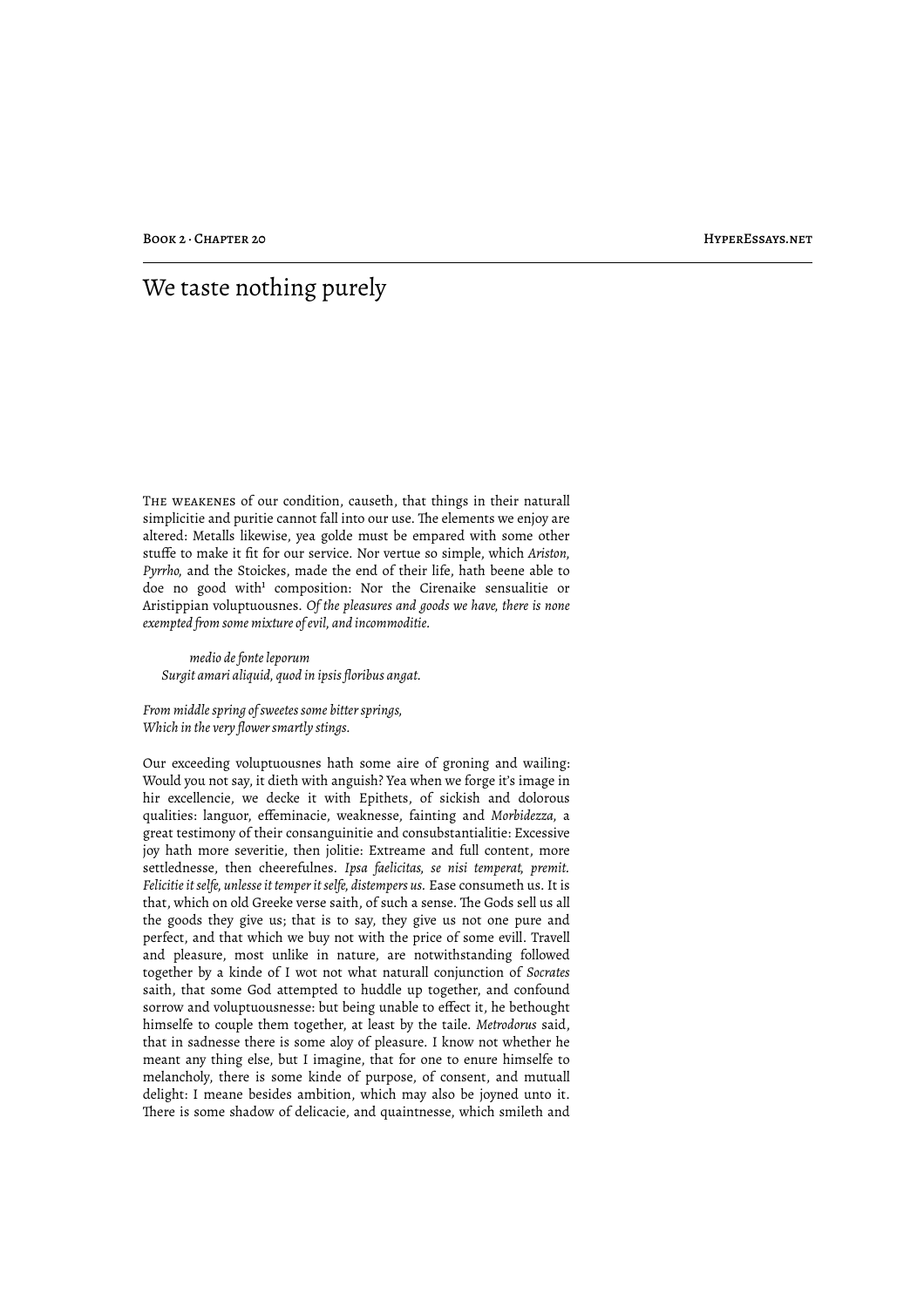# We taste nothing purely

The weakenes of our condition, causeth, that things in their naturall simplicitie and puritie cannot fall into our use. The elements we enjoy are altered: Metalls likewise, yea golde must be empared with some other stuffe to make it fit for our service. Nor vertue so simple, which *Ariston, Pyrrho,* and the Stoickes, made the end of their life, hath beene able to doe no good with[1] composition: Nor the Cirenaike sensualitie or Aristippian voluptuousnes. *Of the pleasures and goods we have, there is none exempted from some mixture of evil, and incommoditie.*

> *medio de fonte leporum*
> *Surgit amari aliquid, quod in ipsis floribus angat.*

> *From middle spring of sweetes some bitter springs,*
> *Which in the very flower smartly stings.*

Our exceeding voluptuousnes hath some aire of groning and wailing: Would you not say, it dieth with anguish? Yea when we forge it's image in hir excellencie, we decke it with Epithets, of sickish and dolorous qualities: languor, effeminacie, weaknesse, fainting and *Morbidezza*, a great testimony of their consanguinitie and consubstantialitie: Excessive joy hath more severitie, then jolitie: Extreame and full content, more settlednesse, then cheerefulnes. *Ipsa faelicitas, se nisi temperat, premit. Felicitie it selfe, unlesse it temper it selfe, distempers us.* Ease consumeth us. It is that, which on old Greeke verse saith, of such a sense. The Gods sell us all the goods they give us; that is to say, they give us not one pure and perfect, and that which we buy not with the price of some evill. Travell and pleasure, most unlike in nature, are notwithstanding followed together by a kinde of I wot not what naturall conjunction of *Socrates* saith, that some God attempted to huddle up together, and confound sorrow and voluptuousnesse: but being unable to effect it, he bethought himselfe to couple them together, at least by the taile. *Metrodorus* said, that in sadnesse there is some aloy of pleasure. I know not whether he meant any thing else, but I imagine, that for one to enure himselfe to melancholy, there is some kinde of purpose, of consent, and mutuall delight: I meane besides ambition, which may also be joyned unto it. There is some shadow of delicacie, and quaintnesse, which smileth and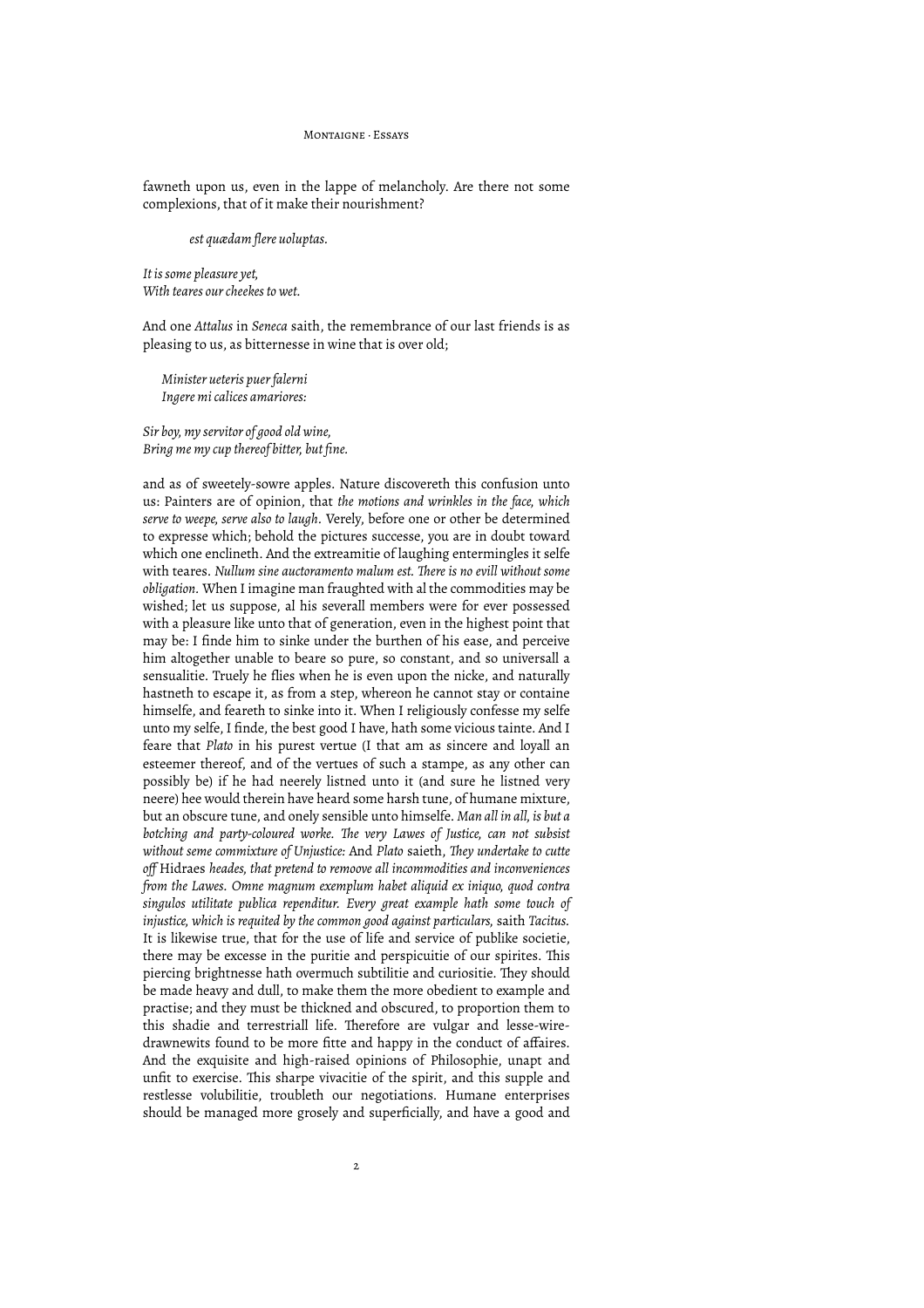fawneth upon us, even in the lappe of melancholy. Are there not some complexions, that of it make their nourishment?

*est quædam flere uoluptas.*

*It is some pleasure yet,*
*With teares our cheekes to wet.*

And one *Attalus* in *Seneca* saith, the remembrance of our last friends is as pleasing to us, as bitternesse in wine that is over old;

*Minister ueteris puer falerni*
*Ingere mi calices amariores:*

*Sir boy, my servitor of good old wine,*
*Bring me my cup thereof bitter, but fine.*

and as of sweetely-sowre apples. Nature discovereth this confusion unto us: Painters are of opinion, that *the motions and wrinkles in the face, which serve to weepe, serve also to laugh.* Verely, before one or other be determined to expresse which; behold the pictures successe, you are in doubt toward which one enclineth. And the extreamitie of laughing entermingles it selfe with teares. *Nullum sine auctoramento malum est. There is no evill without some obligation.* When I imagine man fraughted with al the commodities may be wished; let us suppose, al his severall members were for ever possessed with a pleasure like unto that of generation, even in the highest point that may be: I finde him to sinke under the burthen of his ease, and perceive him altogether unable to beare so pure, so constant, and so universall a sensualitie. Truely he flies when he is even upon the nicke, and naturally hastneth to escape it, as from a step, whereon he cannot stay or containe himselfe, and feareth to sinke into it. When I religiously confesse my selfe unto my selfe, I finde, the best good I have, hath some vicious tainte. And I feare that *Plato* in his purest vertue (I that am as sincere and loyall an esteemer thereof, and of the vertues of such a stampe, as any other can possibly be) if he had neerely listned unto it (and sure he listned very neere) hee would therein have heard some harsh tune, of humane mixture, but an obscure tune, and onely sensible unto himselfe. *Man all in all, is but a botching and party-coloured worke. The very Lawes of Justice, can not subsist without seme commixture of Unjustice:* And *Plato* saieth, *They undertake to cutte off* Hidraes *heades, that pretend to remoove all incommodities and inconveniences from the Lawes. Omne magnum exemplum habet aliquid ex iniquo, quod contra singulos utilitate publica rependitur. Every great example hath some touch of injustice, which is requited by the common good against particulars,* saith *Tacitus.* It is likewise true, that for the use of life and service of publike societie, there may be excesse in the puritie and perspicuitie of our spirites. This piercing brightnesse hath overmuch subtilitie and curiositie. They should be made heavy and dull, to make them the more obedient to example and practise; and they must be thickned and obscured, to proportion them to this shadie and terrestriall life. Therefore are vulgar and lesse-wire-drawnewits found to be more fitte and happy in the conduct of affaires. And the exquisite and high-raised opinions of Philosophie, unapt and unfit to exercise. This sharpe vivacitie of the spirit, and this supple and restlesse volubilitie, troubleth our negotiations. Humane enterprises should be managed more grosely and superficially, and have a good and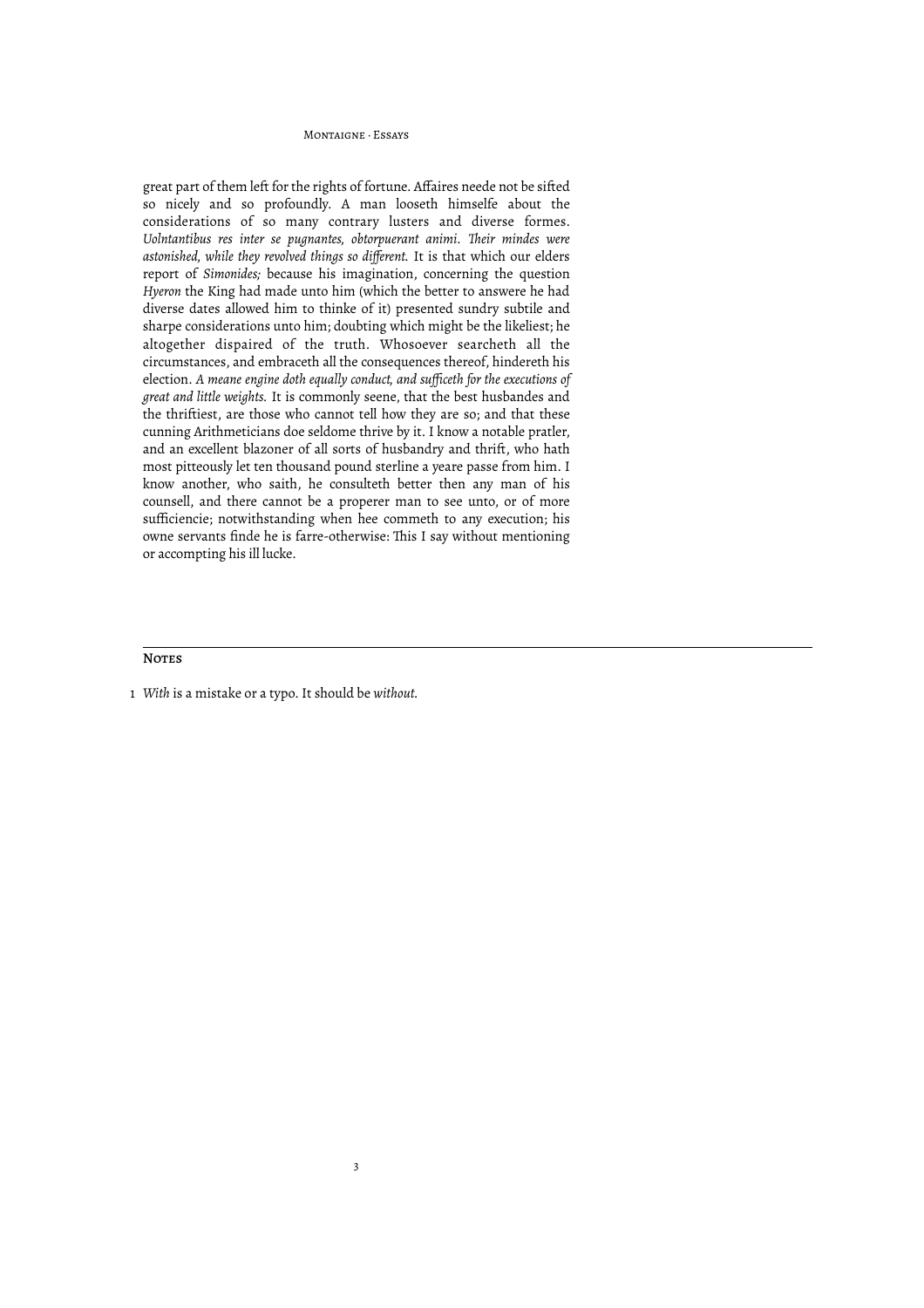great part of them left for the rights of fortune. Affaires neede not be sifted so nicely and so profoundly. A man looseth himselfe about the considerations of so many contrary lusters and diverse formes. *Uolntantibus res inter se pugnantes, obtorpuerant animi. Their mindes were astonished, while they revolved things so different.* It is that which our elders report of *Simonides;* because his imagination, concerning the question *Hyeron* the King had made unto him (which the better to answere he had diverse dates allowed him to thinke of it) presented sundry subtile and sharpe considerations unto him; doubting which might be the likeliest; he altogether dispaired of the truth. Whosoever searcheth all the circumstances, and embraceth all the consequences thereof, hindereth his election. *A meane engine doth equally conduct, and sufficeth for the executions of great and little weights.* It is commonly seene, that the best husbandes and the thriftiest, are those who cannot tell how they are so; and that these cunning Arithmeticians doe seldome thrive by it. I know a notable pratler, and an excellent blazoner of all sorts of husbandry and thrift, who hath most pitteously let ten thousand pound sterline a yeare passe from him. I know another, who saith, he consulteth better then any man of his counsell, and there cannot be a properer man to see unto, or of more sufficiencie; notwithstanding when hee commeth to any execution; his owne servants finde he is farre-otherwise: This I say without mentioning or accompting his ill lucke.

## Notes

1 *With* is a mistake or a typo. It should be *without.*